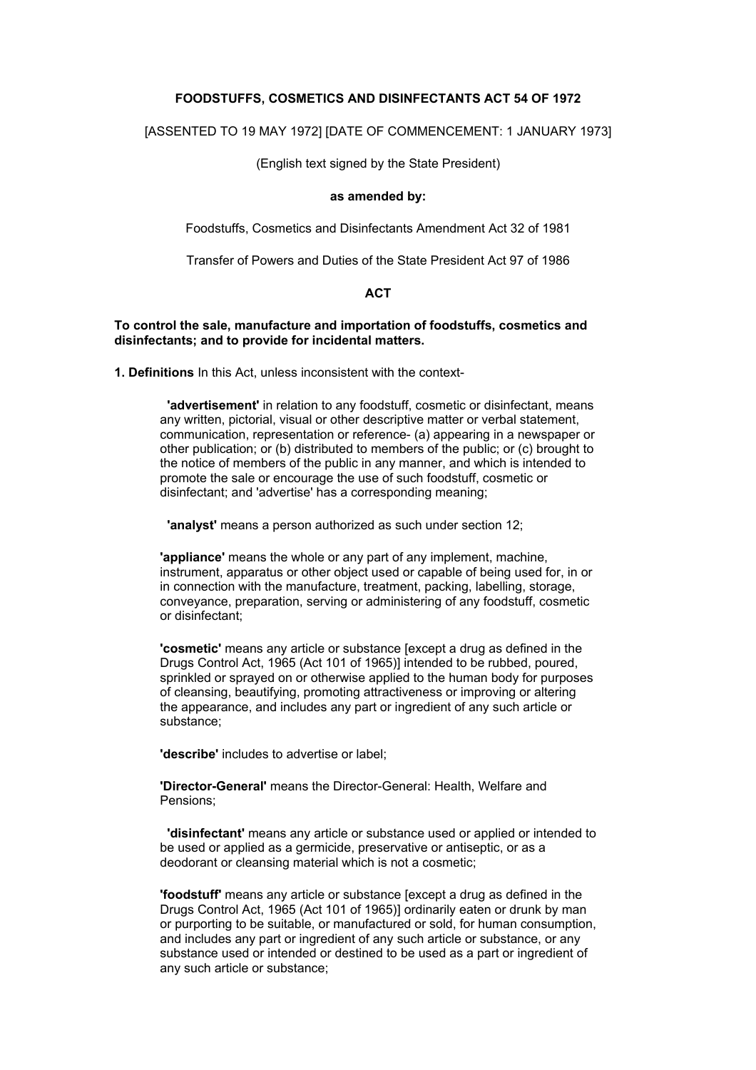# FOODSTUFFS, COSMETICS AND DISINFECTANTS ACT 54 OF 1972

[ASSENTED TO 19 MAY 1972] [DATE OF COMMENCEMENT: 1 JANUARY 1973]

(English text signed by the State President)

**as amended by:**

Foodstuffs, Cosmetics and Disinfectants Amendment Act 32 of 1981

Transfer of Powers and Duties of the State President Act 97 of 1986

## ACT

**To control the sale, manufacture and importation of foodstuffs, cosmetics and disinfectants; and to provide for incidental matters.**

**1. Definitions** In this Act, unless inconsistent with the context-

> **'advertisement'** in relation to any foodstuff, cosmetic or disinfectant, means any written, pictorial, visual or other descriptive matter or verbal statement, communication, representation or reference- (a) appearing in a newspaper or other publication; or (b) distributed to members of the public; or (c) brought to the notice of members of the public in any manner, and which is intended to promote the sale or encourage the use of such foodstuff, cosmetic or disinfectant; and 'advertise' has a corresponding meaning;
>
> **'analyst'** means a person authorized as such under section 12;
>
> **'appliance'** means the whole or any part of any implement, machine, instrument, apparatus or other object used or capable of being used for, in or in connection with the manufacture, treatment, packing, labelling, storage, conveyance, preparation, serving or administering of any foodstuff, cosmetic or disinfectant;
>
> **'cosmetic'** means any article or substance [except a drug as defined in the Drugs Control Act, 1965 (Act 101 of 1965)] intended to be rubbed, poured, sprinkled or sprayed on or otherwise applied to the human body for purposes of cleansing, beautifying, promoting attractiveness or improving or altering the appearance, and includes any part or ingredient of any such article or substance;
>
> **'describe'** includes to advertise or label;
>
> **'Director-General'** means the Director-General: Health, Welfare and Pensions;
>
> **'disinfectant'** means any article or substance used or applied or intended to be used or applied as a germicide, preservative or antiseptic, or as a deodorant or cleansing material which is not a cosmetic;
>
> **'foodstuff'** means any article or substance [except a drug as defined in the Drugs Control Act, 1965 (Act 101 of 1965)] ordinarily eaten or drunk by man or purporting to be suitable, or manufactured or sold, for human consumption, and includes any part or ingredient of any such article or substance, or any substance used or intended or destined to be used as a part or ingredient of any such article or substance;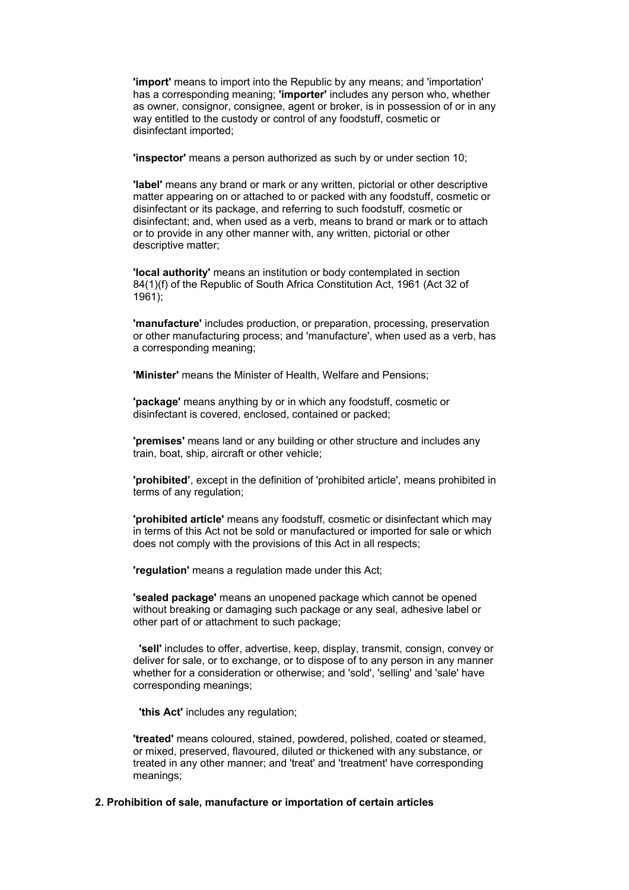**'import'** means to import into the Republic by any means; and 'importation' has a corresponding meaning; **'importer'** includes any person who, whether as owner, consignor, consignee, agent or broker, is in possession of or in any way entitled to the custody or control of any foodstuff, cosmetic or disinfectant imported;

**'inspector'** means a person authorized as such by or under section 10;

**'label'** means any brand or mark or any written, pictorial or other descriptive matter appearing on or attached to or packed with any foodstuff, cosmetic or disinfectant or its package, and referring to such foodstuff, cosmetic or disinfectant; and, when used as a verb, means to brand or mark or to attach or to provide in any other manner with, any written, pictorial or other descriptive matter;

**'local authority'** means an institution or body contemplated in section 84(1)(f) of the Republic of South Africa Constitution Act, 1961 (Act 32 of 1961);

**'manufacture'** includes production, or preparation, processing, preservation or other manufacturing process; and 'manufacture', when used as a verb, has a corresponding meaning;

**'Minister'** means the Minister of Health, Welfare and Pensions;

**'package'** means anything by or in which any foodstuff, cosmetic or disinfectant is covered, enclosed, contained or packed;

**'premises'** means land or any building or other structure and includes any train, boat, ship, aircraft or other vehicle;

**'prohibited'**, except in the definition of 'prohibited article', means prohibited in terms of any regulation;

**'prohibited article'** means any foodstuff, cosmetic or disinfectant which may in terms of this Act not be sold or manufactured or imported for sale or which does not comply with the provisions of this Act in all respects;

**'regulation'** means a regulation made under this Act;

**'sealed package'** means an unopened package which cannot be opened without breaking or damaging such package or any seal, adhesive label or other part of or attachment to such package;

**'sell'** includes to offer, advertise, keep, display, transmit, consign, convey or deliver for sale, or to exchange, or to dispose of to any person in any manner whether for a consideration or otherwise; and 'sold', 'selling' and 'sale' have corresponding meanings;

**'this Act'** includes any regulation;

**'treated'** means coloured, stained, powdered, polished, coated or steamed, or mixed, preserved, flavoured, diluted or thickened with any substance, or treated in any other manner; and 'treat' and 'treatment' have corresponding meanings;

### 2. Prohibition of sale, manufacture or importation of certain articles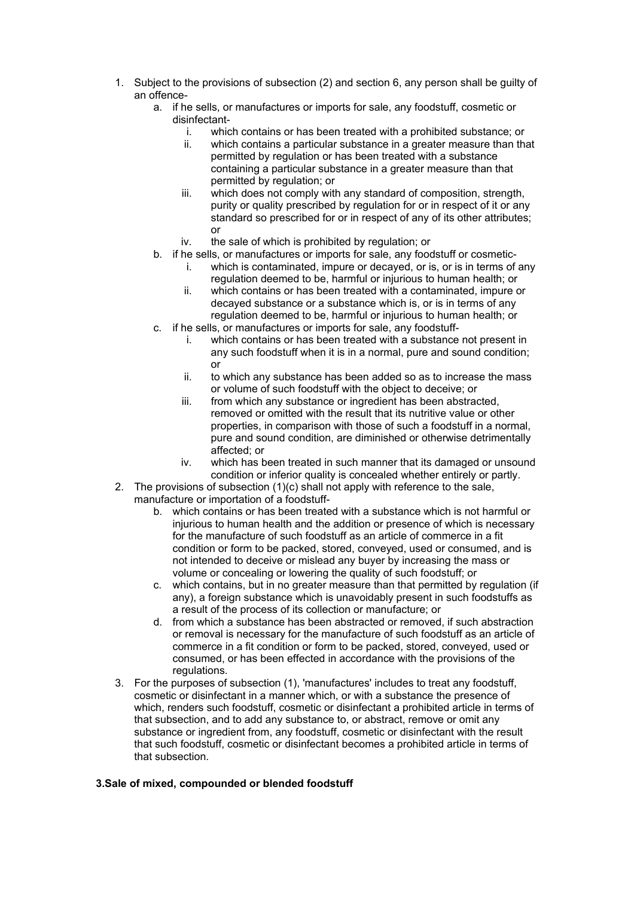1. Subject to the provisions of subsection (2) and section 6, any person shall be guilty of an offence-
    a. if he sells, or manufactures or imports for sale, any foodstuff, cosmetic or disinfectant-
        i. which contains or has been treated with a prohibited substance; or
        ii. which contains a particular substance in a greater measure than that permitted by regulation or has been treated with a substance containing a particular substance in a greater measure than that permitted by regulation; or
        iii. which does not comply with any standard of composition, strength, purity or quality prescribed by regulation for or in respect of it or any standard so prescribed for or in respect of any of its other attributes; or
        iv. the sale of which is prohibited by regulation; or
    b. if he sells, or manufactures or imports for sale, any foodstuff or cosmetic-
        i. which is contaminated, impure or decayed, or is, or is in terms of any regulation deemed to be, harmful or injurious to human health; or
        ii. which contains or has been treated with a contaminated, impure or decayed substance or a substance which is, or is in terms of any regulation deemed to be, harmful or injurious to human health; or
    c. if he sells, or manufactures or imports for sale, any foodstuff-
        i. which contains or has been treated with a substance not present in any such foodstuff when it is in a normal, pure and sound condition; or
        ii. to which any substance has been added so as to increase the mass or volume of such foodstuff with the object to deceive; or
        iii. from which any substance or ingredient has been abstracted, removed or omitted with the result that its nutritive value or other properties, in comparison with those of such a foodstuff in a normal, pure and sound condition, are diminished or otherwise detrimentally affected; or
        iv. which has been treated in such manner that its damaged or unsound condition or inferior quality is concealed whether entirely or partly.
2. The provisions of subsection (1)(c) shall not apply with reference to the sale, manufacture or importation of a foodstuff-
    b. which contains or has been treated with a substance which is not harmful or injurious to human health and the addition or presence of which is necessary for the manufacture of such foodstuff as an article of commerce in a fit condition or form to be packed, stored, conveyed, used or consumed, and is not intended to deceive or mislead any buyer by increasing the mass or volume or concealing or lowering the quality of such foodstuff; or
    c. which contains, but in no greater measure than that permitted by regulation (if any), a foreign substance which is unavoidably present in such foodstuffs as a result of the process of its collection or manufacture; or
    d. from which a substance has been abstracted or removed, if such abstraction or removal is necessary for the manufacture of such foodstuff as an article of commerce in a fit condition or form to be packed, stored, conveyed, used or consumed, or has been effected in accordance with the provisions of the regulations.
3. For the purposes of subsection (1), 'manufactures' includes to treat any foodstuff, cosmetic or disinfectant in a manner which, or with a substance the presence of which, renders such foodstuff, cosmetic or disinfectant a prohibited article in terms of that subsection, and to add any substance to, or abstract, remove or omit any substance or ingredient from, any foodstuff, cosmetic or disinfectant with the result that such foodstuff, cosmetic or disinfectant becomes a prohibited article in terms of that subsection.

**3.Sale of mixed, compounded or blended foodstuff**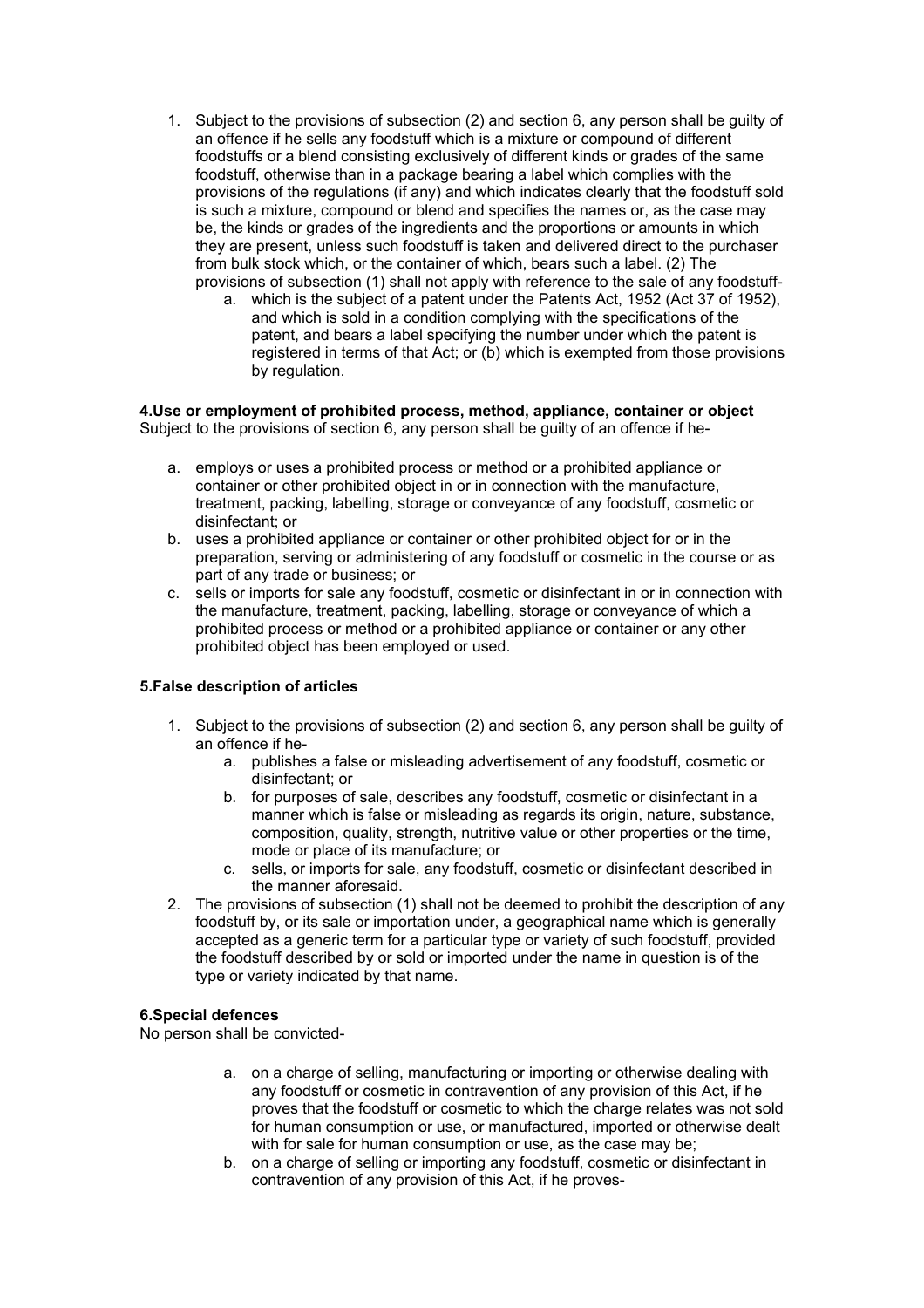1. Subject to the provisions of subsection (2) and section 6, any person shall be guilty of an offence if he sells any foodstuff which is a mixture or compound of different foodstuffs or a blend consisting exclusively of different kinds or grades of the same foodstuff, otherwise than in a package bearing a label which complies with the provisions of the regulations (if any) and which indicates clearly that the foodstuff sold is such a mixture, compound or blend and specifies the names or, as the case may be, the kinds or grades of the ingredients and the proportions or amounts in which they are present, unless such foodstuff is taken and delivered direct to the purchaser from bulk stock which, or the container of which, bears such a label. (2) The provisions of subsection (1) shall not apply with reference to the sale of any foodstuff-
    a. which is the subject of a patent under the Patents Act, 1952 (Act 37 of 1952), and which is sold in a condition complying with the specifications of the patent, and bears a label specifying the number under which the patent is registered in terms of that Act; or (b) which is exempted from those provisions by regulation.

**4.Use or employment of prohibited process, method, appliance, container or object**
Subject to the provisions of section 6, any person shall be guilty of an offence if he-

a. employs or uses a prohibited process or method or a prohibited appliance or container or other prohibited object in or in connection with the manufacture, treatment, packing, labelling, storage or conveyance of any foodstuff, cosmetic or disinfectant; or
b. uses a prohibited appliance or container or other prohibited object for or in the preparation, serving or administering of any foodstuff or cosmetic in the course or as part of any trade or business; or
c. sells or imports for sale any foodstuff, cosmetic or disinfectant in or in connection with the manufacture, treatment, packing, labelling, storage or conveyance of which a prohibited process or method or a prohibited appliance or container or any other prohibited object has been employed or used.

**5.False description of articles**

1. Subject to the provisions of subsection (2) and section 6, any person shall be guilty of an offence if he-
    a. publishes a false or misleading advertisement of any foodstuff, cosmetic or disinfectant; or
    b. for purposes of sale, describes any foodstuff, cosmetic or disinfectant in a manner which is false or misleading as regards its origin, nature, substance, composition, quality, strength, nutritive value or other properties or the time, mode or place of its manufacture; or
    c. sells, or imports for sale, any foodstuff, cosmetic or disinfectant described in the manner aforesaid.
2. The provisions of subsection (1) shall not be deemed to prohibit the description of any foodstuff by, or its sale or importation under, a geographical name which is generally accepted as a generic term for a particular type or variety of such foodstuff, provided the foodstuff described by or sold or imported under the name in question is of the type or variety indicated by that name.

**6.Special defences**
No person shall be convicted-

a. on a charge of selling, manufacturing or importing or otherwise dealing with any foodstuff or cosmetic in contravention of any provision of this Act, if he proves that the foodstuff or cosmetic to which the charge relates was not sold for human consumption or use, or manufactured, imported or otherwise dealt with for sale for human consumption or use, as the case may be;
b. on a charge of selling or importing any foodstuff, cosmetic or disinfectant in contravention of any provision of this Act, if he proves-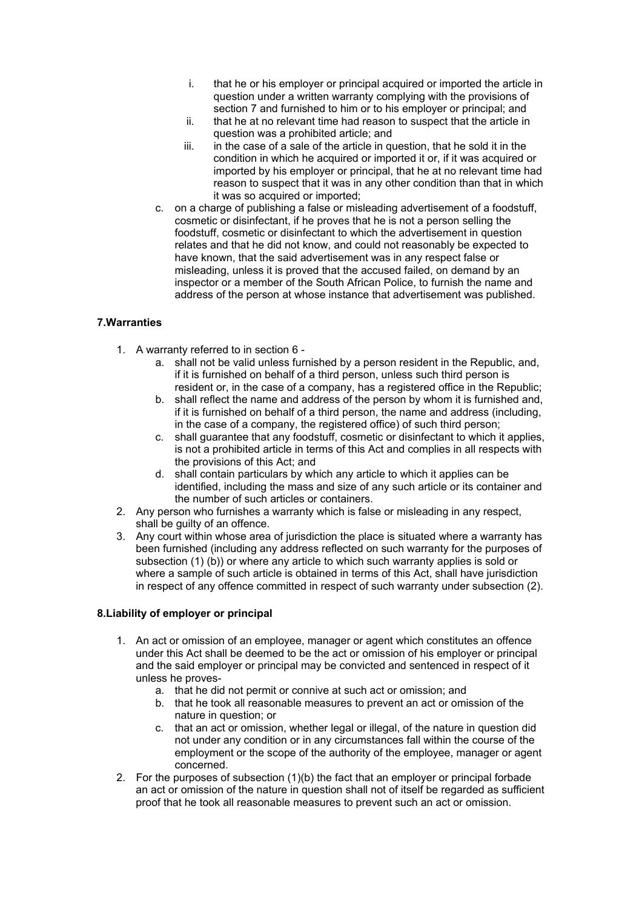i. that he or his employer or principal acquired or imported the article in question under a written warranty complying with the provisions of section 7 and furnished to him or to his employer or principal; and
   ii. that he at no relevant time had reason to suspect that the article in question was a prohibited article; and
   iii. in the case of a sale of the article in question, that he sold it in the condition in which he acquired or imported it or, if it was acquired or imported by his employer or principal, that he at no relevant time had reason to suspect that it was in any other condition than that in which it was so acquired or imported;

c. on a charge of publishing a false or misleading advertisement of a foodstuff, cosmetic or disinfectant, if he proves that he is not a person selling the foodstuff, cosmetic or disinfectant to which the advertisement in question relates and that he did not know, and could not reasonably be expected to have known, that the said advertisement was in any respect false or misleading, unless it is proved that the accused failed, on demand by an inspector or a member of the South African Police, to furnish the name and address of the person at whose instance that advertisement was published.

**7.Warranties**

1. A warranty referred to in section 6 -
   a. shall not be valid unless furnished by a person resident in the Republic, and, if it is furnished on behalf of a third person, unless such third person is resident or, in the case of a company, has a registered office in the Republic;
   b. shall reflect the name and address of the person by whom it is furnished and, if it is furnished on behalf of a third person, the name and address (including, in the case of a company, the registered office) of such third person;
   c. shall guarantee that any foodstuff, cosmetic or disinfectant to which it applies, is not a prohibited article in terms of this Act and complies in all respects with the provisions of this Act; and
   d. shall contain particulars by which any article to which it applies can be identified, including the mass and size of any such article or its container and the number of such articles or containers.
2. Any person who furnishes a warranty which is false or misleading in any respect, shall be guilty of an offence.
3. Any court within whose area of jurisdiction the place is situated where a warranty has been furnished (including any address reflected on such warranty for the purposes of subsection (1) (b)) or where any article to which such warranty applies is sold or where a sample of such article is obtained in terms of this Act, shall have jurisdiction in respect of any offence committed in respect of such warranty under subsection (2).

**8.Liability of employer or principal**

1. An act or omission of an employee, manager or agent which constitutes an offence under this Act shall be deemed to be the act or omission of his employer or principal and the said employer or principal may be convicted and sentenced in respect of it unless he proves-
   a. that he did not permit or connive at such act or omission; and
   b. that he took all reasonable measures to prevent an act or omission of the nature in question; or
   c. that an act or omission, whether legal or illegal, of the nature in question did not under any condition or in any circumstances fall within the course of the employment or the scope of the authority of the employee, manager or agent concerned.
2. For the purposes of subsection (1)(b) the fact that an employer or principal forbade an act or omission of the nature in question shall not of itself be regarded as sufficient proof that he took all reasonable measures to prevent such an act or omission.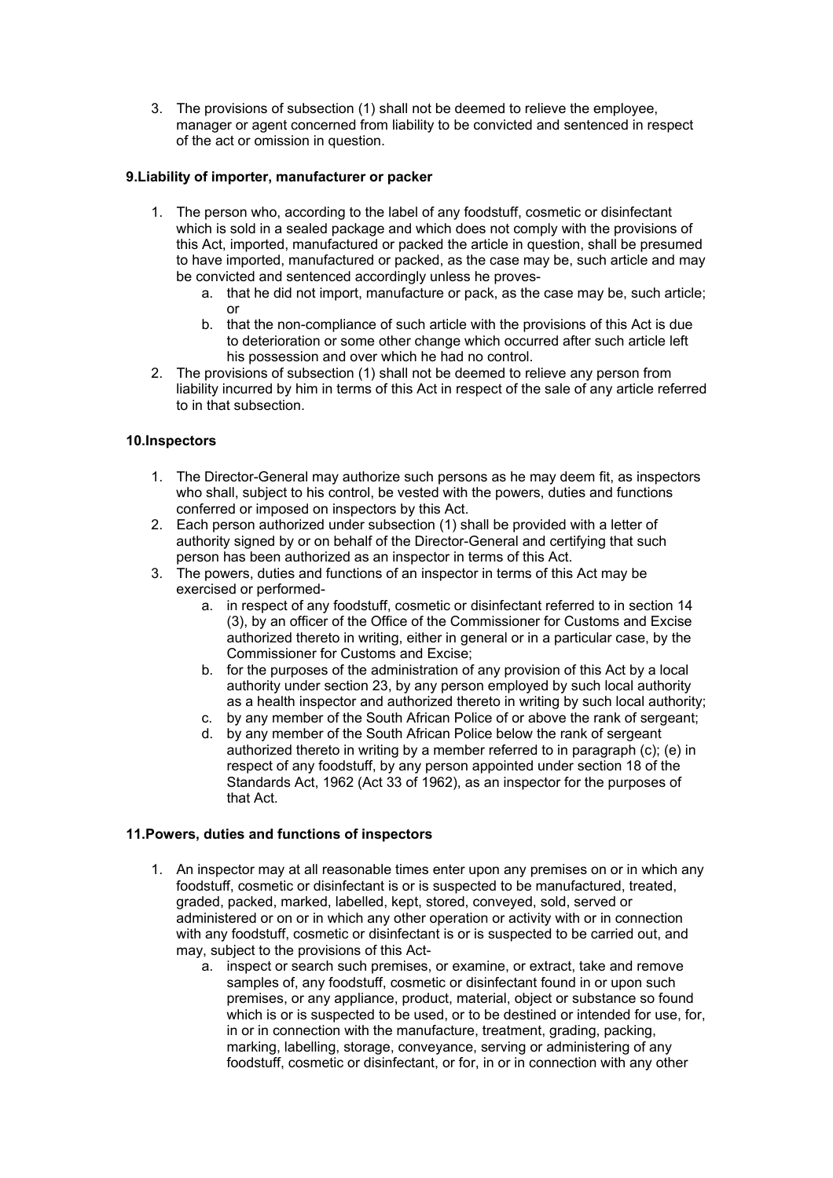3. The provisions of subsection (1) shall not be deemed to relieve the employee, manager or agent concerned from liability to be convicted and sentenced in respect of the act or omission in question.

**9.Liability of importer, manufacturer or packer**

1. The person who, according to the label of any foodstuff, cosmetic or disinfectant which is sold in a sealed package and which does not comply with the provisions of this Act, imported, manufactured or packed the article in question, shall be presumed to have imported, manufactured or packed, as the case may be, such article and may be convicted and sentenced accordingly unless he proves-
    a. that he did not import, manufacture or pack, as the case may be, such article; or
    b. that the non-compliance of such article with the provisions of this Act is due to deterioration or some other change which occurred after such article left his possession and over which he had no control.
2. The provisions of subsection (1) shall not be deemed to relieve any person from liability incurred by him in terms of this Act in respect of the sale of any article referred to in that subsection.

**10.Inspectors**

1. The Director-General may authorize such persons as he may deem fit, as inspectors who shall, subject to his control, be vested with the powers, duties and functions conferred or imposed on inspectors by this Act.
2. Each person authorized under subsection (1) shall be provided with a letter of authority signed by or on behalf of the Director-General and certifying that such person has been authorized as an inspector in terms of this Act.
3. The powers, duties and functions of an inspector in terms of this Act may be exercised or performed-
    a. in respect of any foodstuff, cosmetic or disinfectant referred to in section 14 (3), by an officer of the Office of the Commissioner for Customs and Excise authorized thereto in writing, either in general or in a particular case, by the Commissioner for Customs and Excise;
    b. for the purposes of the administration of any provision of this Act by a local authority under section 23, by any person employed by such local authority as a health inspector and authorized thereto in writing by such local authority;
    c. by any member of the South African Police of or above the rank of sergeant;
    d. by any member of the South African Police below the rank of sergeant authorized thereto in writing by a member referred to in paragraph (c); (e) in respect of any foodstuff, by any person appointed under section 18 of the Standards Act, 1962 (Act 33 of 1962), as an inspector for the purposes of that Act.

**11.Powers, duties and functions of inspectors**

1. An inspector may at all reasonable times enter upon any premises on or in which any foodstuff, cosmetic or disinfectant is or is suspected to be manufactured, treated, graded, packed, marked, labelled, kept, stored, conveyed, sold, served or administered or on or in which any other operation or activity with or in connection with any foodstuff, cosmetic or disinfectant is or is suspected to be carried out, and may, subject to the provisions of this Act-
    a. inspect or search such premises, or examine, or extract, take and remove samples of, any foodstuff, cosmetic or disinfectant found in or upon such premises, or any appliance, product, material, object or substance so found which is or is suspected to be used, or to be destined or intended for use, for, in or in connection with the manufacture, treatment, grading, packing, marking, labelling, storage, conveyance, serving or administering of any foodstuff, cosmetic or disinfectant, or for, in or in connection with any other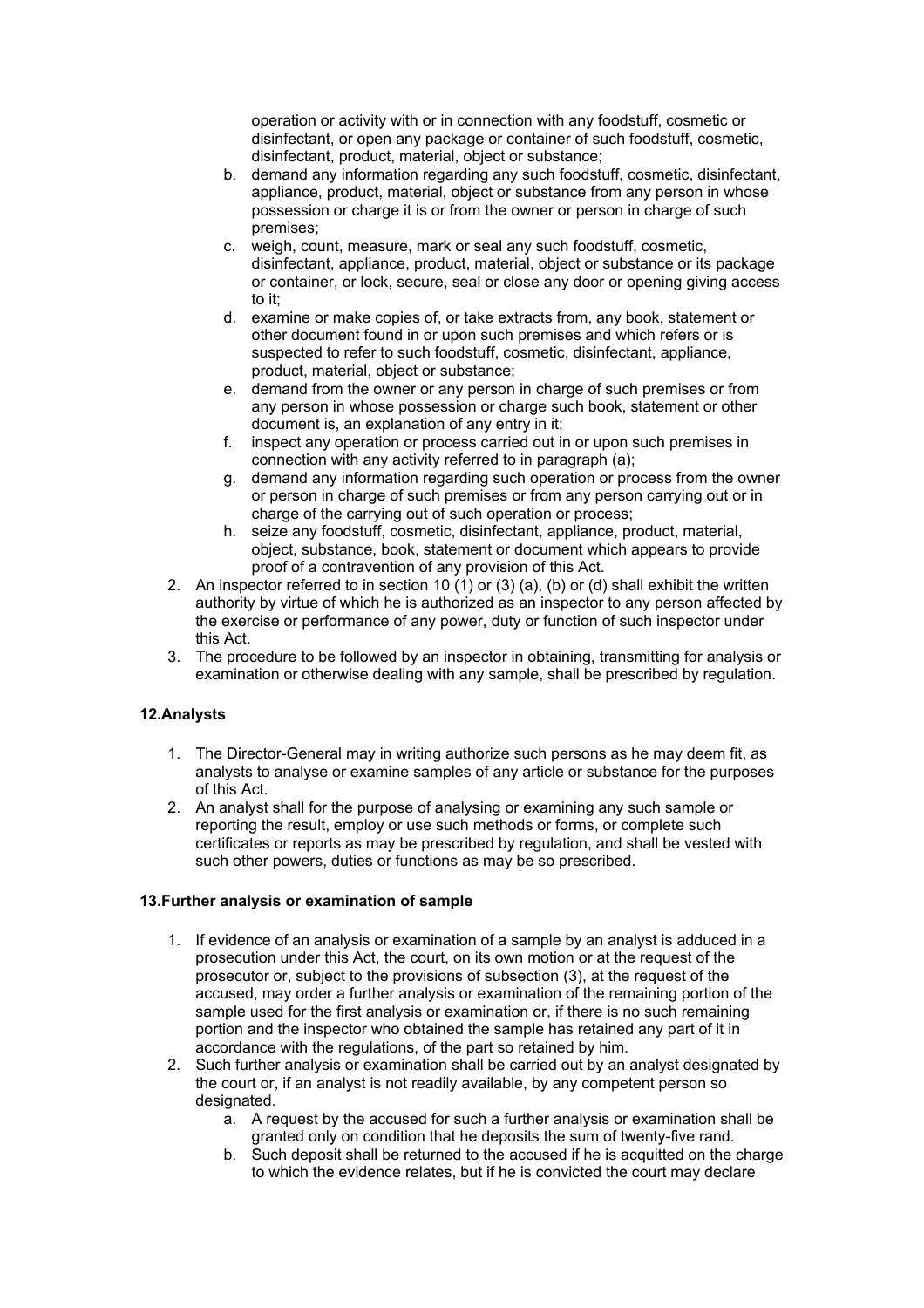operation or activity with or in connection with any foodstuff, cosmetic or disinfectant, or open any package or container of such foodstuff, cosmetic, disinfectant, product, material, object or substance;

b. demand any information regarding any such foodstuff, cosmetic, disinfectant, appliance, product, material, object or substance from any person in whose possession or charge it is or from the owner or person in charge of such premises;
c. weigh, count, measure, mark or seal any such foodstuff, cosmetic, disinfectant, appliance, product, material, object or substance or its package or container, or lock, secure, seal or close any door or opening giving access to it;
d. examine or make copies of, or take extracts from, any book, statement or other document found in or upon such premises and which refers or is suspected to refer to such foodstuff, cosmetic, disinfectant, appliance, product, material, object or substance;
e. demand from the owner or any person in charge of such premises or from any person in whose possession or charge such book, statement or other document is, an explanation of any entry in it;
f. inspect any operation or process carried out in or upon such premises in connection with any activity referred to in paragraph (a);
g. demand any information regarding such operation or process from the owner or person in charge of such premises or from any person carrying out or in charge of the carrying out of such operation or process;
h. seize any foodstuff, cosmetic, disinfectant, appliance, product, material, object, substance, book, statement or document which appears to provide proof of a contravention of any provision of this Act.

2. An inspector referred to in section 10 (1) or (3) (a), (b) or (d) shall exhibit the written authority by virtue of which he is authorized as an inspector to any person affected by the exercise or performance of any power, duty or function of such inspector under this Act.
3. The procedure to be followed by an inspector in obtaining, transmitting for analysis or examination or otherwise dealing with any sample, shall be prescribed by regulation.

**12.Analysts**

1. The Director-General may in writing authorize such persons as he may deem fit, as analysts to analyse or examine samples of any article or substance for the purposes of this Act.
2. An analyst shall for the purpose of analysing or examining any such sample or reporting the result, employ or use such methods or forms, or complete such certificates or reports as may be prescribed by regulation, and shall be vested with such other powers, duties or functions as may be so prescribed.

**13.Further analysis or examination of sample**

1. If evidence of an analysis or examination of a sample by an analyst is adduced in a prosecution under this Act, the court, on its own motion or at the request of the prosecutor or, subject to the provisions of subsection (3), at the request of the accused, may order a further analysis or examination of the remaining portion of the sample used for the first analysis or examination or, if there is no such remaining portion and the inspector who obtained the sample has retained any part of it in accordance with the regulations, of the part so retained by him.
2. Such further analysis or examination shall be carried out by an analyst designated by the court or, if an analyst is not readily available, by any competent person so designated.
    a. A request by the accused for such a further analysis or examination shall be granted only on condition that he deposits the sum of twenty-five rand.
    b. Such deposit shall be returned to the accused if he is acquitted on the charge to which the evidence relates, but if he is convicted the court may declare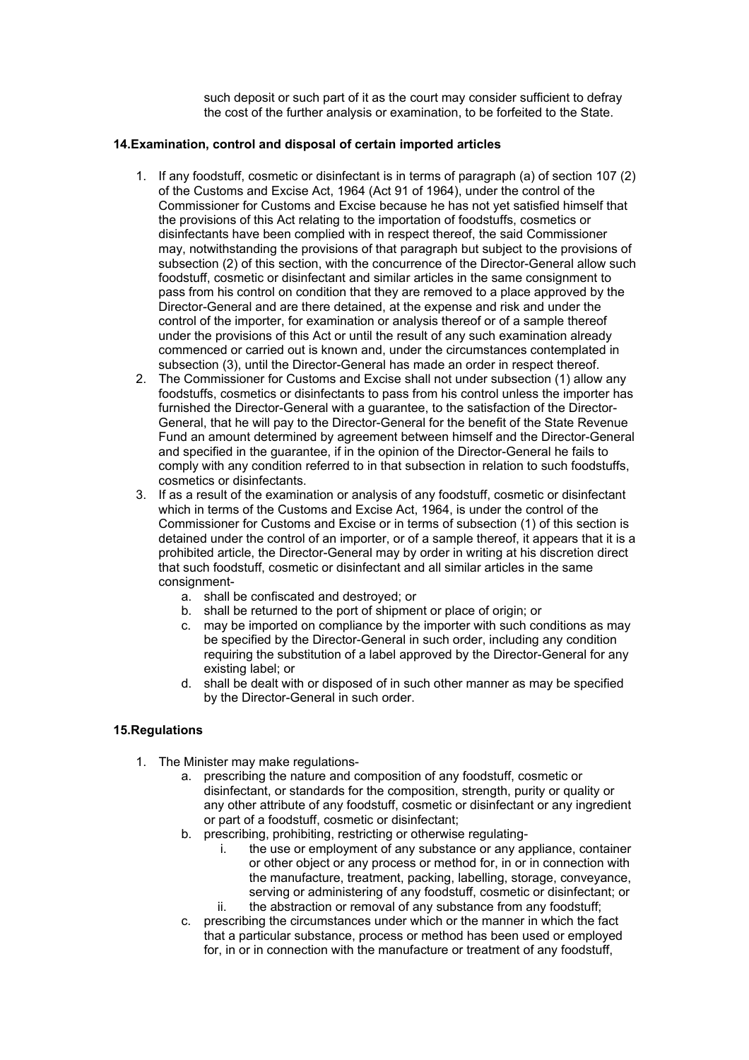such deposit or such part of it as the court may consider sufficient to defray the cost of the further analysis or examination, to be forfeited to the State.

**14.Examination, control and disposal of certain imported articles**

1. If any foodstuff, cosmetic or disinfectant is in terms of paragraph (a) of section 107 (2) of the Customs and Excise Act, 1964 (Act 91 of 1964), under the control of the Commissioner for Customs and Excise because he has not yet satisfied himself that the provisions of this Act relating to the importation of foodstuffs, cosmetics or disinfectants have been complied with in respect thereof, the said Commissioner may, notwithstanding the provisions of that paragraph but subject to the provisions of subsection (2) of this section, with the concurrence of the Director-General allow such foodstuff, cosmetic or disinfectant and similar articles in the same consignment to pass from his control on condition that they are removed to a place approved by the Director-General and are there detained, at the expense and risk and under the control of the importer, for examination or analysis thereof or of a sample thereof under the provisions of this Act or until the result of any such examination already commenced or carried out is known and, under the circumstances contemplated in subsection (3), until the Director-General has made an order in respect thereof.
2. The Commissioner for Customs and Excise shall not under subsection (1) allow any foodstuffs, cosmetics or disinfectants to pass from his control unless the importer has furnished the Director-General with a guarantee, to the satisfaction of the Director-General, that he will pay to the Director-General for the benefit of the State Revenue Fund an amount determined by agreement between himself and the Director-General and specified in the guarantee, if in the opinion of the Director-General he fails to comply with any condition referred to in that subsection in relation to such foodstuffs, cosmetics or disinfectants.
3. If as a result of the examination or analysis of any foodstuff, cosmetic or disinfectant which in terms of the Customs and Excise Act, 1964, is under the control of the Commissioner for Customs and Excise or in terms of subsection (1) of this section is detained under the control of an importer, or of a sample thereof, it appears that it is a prohibited article, the Director-General may by order in writing at his discretion direct that such foodstuff, cosmetic or disinfectant and all similar articles in the same consignment-
   a. shall be confiscated and destroyed; or
   b. shall be returned to the port of shipment or place of origin; or
   c. may be imported on compliance by the importer with such conditions as may be specified by the Director-General in such order, including any condition requiring the substitution of a label approved by the Director-General for any existing label; or
   d. shall be dealt with or disposed of in such other manner as may be specified by the Director-General in such order.

**15.Regulations**

1. The Minister may make regulations-
   a. prescribing the nature and composition of any foodstuff, cosmetic or disinfectant, or standards for the composition, strength, purity or quality or any other attribute of any foodstuff, cosmetic or disinfectant or any ingredient or part of a foodstuff, cosmetic or disinfectant;
   b. prescribing, prohibiting, restricting or otherwise regulating-
      i. the use or employment of any substance or any appliance, container or other object or any process or method for, in or in connection with the manufacture, treatment, packing, labelling, storage, conveyance, serving or administering of any foodstuff, cosmetic or disinfectant; or
      ii. the abstraction or removal of any substance from any foodstuff;
   c. prescribing the circumstances under which or the manner in which the fact that a particular substance, process or method has been used or employed for, in or in connection with the manufacture or treatment of any foodstuff,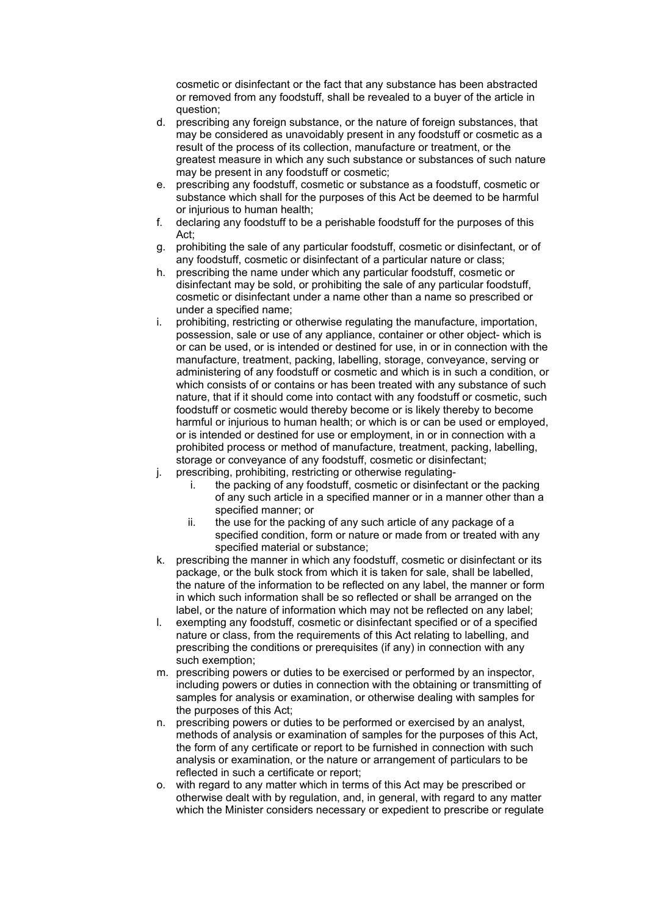cosmetic or disinfectant or the fact that any substance has been abstracted or removed from any foodstuff, shall be revealed to a buyer of the article in question;

d. prescribing any foreign substance, or the nature of foreign substances, that may be considered as unavoidably present in any foodstuff or cosmetic as a result of the process of its collection, manufacture or treatment, or the greatest measure in which any such substance or substances of such nature may be present in any foodstuff or cosmetic;
e. prescribing any foodstuff, cosmetic or substance as a foodstuff, cosmetic or substance which shall for the purposes of this Act be deemed to be harmful or injurious to human health;
f. declaring any foodstuff to be a perishable foodstuff for the purposes of this Act;
g. prohibiting the sale of any particular foodstuff, cosmetic or disinfectant, or of any foodstuff, cosmetic or disinfectant of a particular nature or class;
h. prescribing the name under which any particular foodstuff, cosmetic or disinfectant may be sold, or prohibiting the sale of any particular foodstuff, cosmetic or disinfectant under a name other than a name so prescribed or under a specified name;
i. prohibiting, restricting or otherwise regulating the manufacture, importation, possession, sale or use of any appliance, container or other object- which is or can be used, or is intended or destined for use, in or in connection with the manufacture, treatment, packing, labelling, storage, conveyance, serving or administering of any foodstuff or cosmetic and which is in such a condition, or which consists of or contains or has been treated with any substance of such nature, that if it should come into contact with any foodstuff or cosmetic, such foodstuff or cosmetic would thereby become or is likely thereby to become harmful or injurious to human health; or which is or can be used or employed, or is intended or destined for use or employment, in or in connection with a prohibited process or method of manufacture, treatment, packing, labelling, storage or conveyance of any foodstuff, cosmetic or disinfectant;
j. prescribing, prohibiting, restricting or otherwise regulating-
    i. the packing of any foodstuff, cosmetic or disinfectant or the packing of any such article in a specified manner or in a manner other than a specified manner; or
    ii. the use for the packing of any such article of any package of a specified condition, form or nature or made from or treated with any specified material or substance;
k. prescribing the manner in which any foodstuff, cosmetic or disinfectant or its package, or the bulk stock from which it is taken for sale, shall be labelled, the nature of the information to be reflected on any label, the manner or form in which such information shall be so reflected or shall be arranged on the label, or the nature of information which may not be reflected on any label;
l. exempting any foodstuff, cosmetic or disinfectant specified or of a specified nature or class, from the requirements of this Act relating to labelling, and prescribing the conditions or prerequisites (if any) in connection with any such exemption;
m. prescribing powers or duties to be exercised or performed by an inspector, including powers or duties in connection with the obtaining or transmitting of samples for analysis or examination, or otherwise dealing with samples for the purposes of this Act;
n. prescribing powers or duties to be performed or exercised by an analyst, methods of analysis or examination of samples for the purposes of this Act, the form of any certificate or report to be furnished in connection with such analysis or examination, or the nature or arrangement of particulars to be reflected in such a certificate or report;
o. with regard to any matter which in terms of this Act may be prescribed or otherwise dealt with by regulation, and, in general, with regard to any matter which the Minister considers necessary or expedient to prescribe or regulate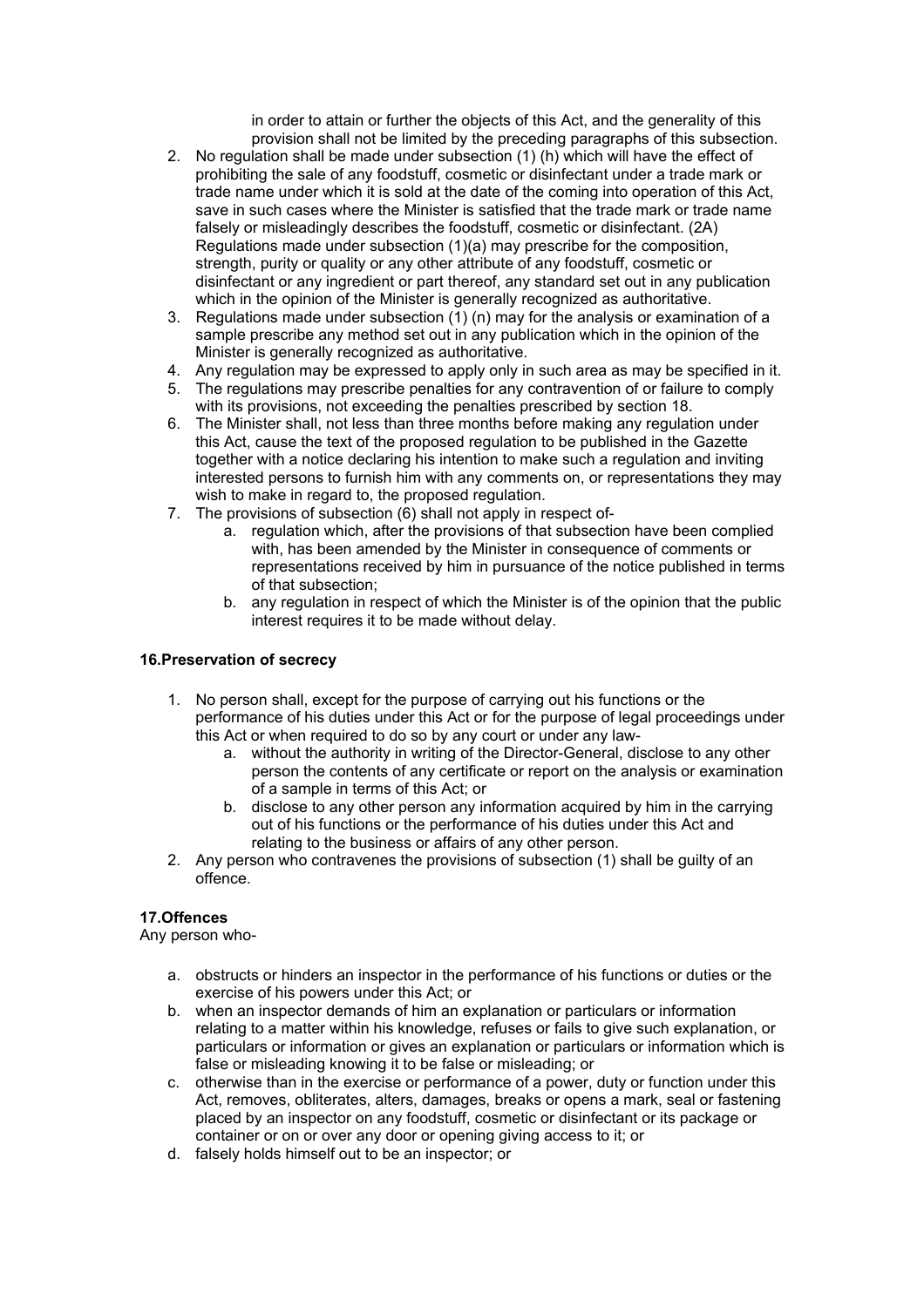in order to attain or further the objects of this Act, and the generality of this provision shall not be limited by the preceding paragraphs of this subsection.

2. No regulation shall be made under subsection (1) (h) which will have the effect of prohibiting the sale of any foodstuff, cosmetic or disinfectant under a trade mark or trade name under which it is sold at the date of the coming into operation of this Act, save in such cases where the Minister is satisfied that the trade mark or trade name falsely or misleadingly describes the foodstuff, cosmetic or disinfectant. (2A) Regulations made under subsection (1)(a) may prescribe for the composition, strength, purity or quality or any other attribute of any foodstuff, cosmetic or disinfectant or any ingredient or part thereof, any standard set out in any publication which in the opinion of the Minister is generally recognized as authoritative.
3. Regulations made under subsection (1) (n) may for the analysis or examination of a sample prescribe any method set out in any publication which in the opinion of the Minister is generally recognized as authoritative.
4. Any regulation may be expressed to apply only in such area as may be specified in it.
5. The regulations may prescribe penalties for any contravention of or failure to comply with its provisions, not exceeding the penalties prescribed by section 18.
6. The Minister shall, not less than three months before making any regulation under this Act, cause the text of the proposed regulation to be published in the Gazette together with a notice declaring his intention to make such a regulation and inviting interested persons to furnish him with any comments on, or representations they may wish to make in regard to, the proposed regulation.
7. The provisions of subsection (6) shall not apply in respect of-
    a. regulation which, after the provisions of that subsection have been complied with, has been amended by the Minister in consequence of comments or representations received by him in pursuance of the notice published in terms of that subsection;
    b. any regulation in respect of which the Minister is of the opinion that the public interest requires it to be made without delay.

**16.Preservation of secrecy**

1. No person shall, except for the purpose of carrying out his functions or the performance of his duties under this Act or for the purpose of legal proceedings under this Act or when required to do so by any court or under any law-
    a. without the authority in writing of the Director-General, disclose to any other person the contents of any certificate or report on the analysis or examination of a sample in terms of this Act; or
    b. disclose to any other person any information acquired by him in the carrying out of his functions or the performance of his duties under this Act and relating to the business or affairs of any other person.
2. Any person who contravenes the provisions of subsection (1) shall be guilty of an offence.

**17.Offences**

Any person who-

a. obstructs or hinders an inspector in the performance of his functions or duties or the exercise of his powers under this Act; or
b. when an inspector demands of him an explanation or particulars or information relating to a matter within his knowledge, refuses or fails to give such explanation, or particulars or information or gives an explanation or particulars or information which is false or misleading knowing it to be false or misleading; or
c. otherwise than in the exercise or performance of a power, duty or function under this Act, removes, obliterates, alters, damages, breaks or opens a mark, seal or fastening placed by an inspector on any foodstuff, cosmetic or disinfectant or its package or container or on or over any door or opening giving access to it; or
d. falsely holds himself out to be an inspector; or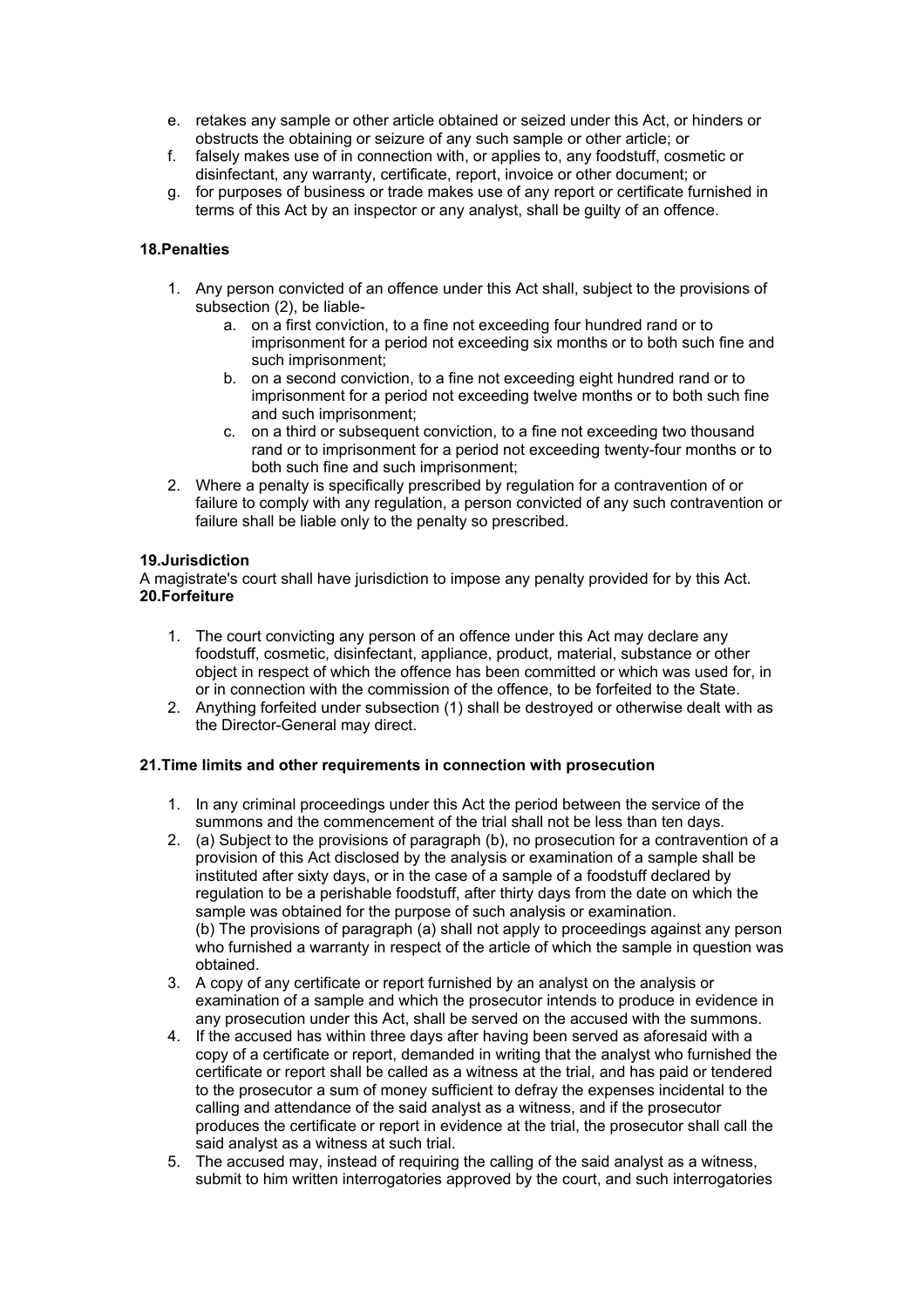e. retakes any sample or other article obtained or seized under this Act, or hinders or obstructs the obtaining or seizure of any such sample or other article; or
f. falsely makes use of in connection with, or applies to, any foodstuff, cosmetic or disinfectant, any warranty, certificate, report, invoice or other document; or
g. for purposes of business or trade makes use of any report or certificate furnished in terms of this Act by an inspector or any analyst, shall be guilty of an offence.

**18.Penalties**

1. Any person convicted of an offence under this Act shall, subject to the provisions of subsection (2), be liable-
   a. on a first conviction, to a fine not exceeding four hundred rand or to imprisonment for a period not exceeding six months or to both such fine and such imprisonment;
   b. on a second conviction, to a fine not exceeding eight hundred rand or to imprisonment for a period not exceeding twelve months or to both such fine and such imprisonment;
   c. on a third or subsequent conviction, to a fine not exceeding two thousand rand or to imprisonment for a period not exceeding twenty-four months or to both such fine and such imprisonment;
2. Where a penalty is specifically prescribed by regulation for a contravention of or failure to comply with any regulation, a person convicted of any such contravention or failure shall be liable only to the penalty so prescribed.

**19.Jurisdiction**
A magistrate's court shall have jurisdiction to impose any penalty provided for by this Act.
**20.Forfeiture**

1. The court convicting any person of an offence under this Act may declare any foodstuff, cosmetic, disinfectant, appliance, product, material, substance or other object in respect of which the offence has been committed or which was used for, in or in connection with the commission of the offence, to be forfeited to the State.
2. Anything forfeited under subsection (1) shall be destroyed or otherwise dealt with as the Director-General may direct.

**21.Time limits and other requirements in connection with prosecution**

1. In any criminal proceedings under this Act the period between the service of the summons and the commencement of the trial shall not be less than ten days.
2. (a) Subject to the provisions of paragraph (b), no prosecution for a contravention of a provision of this Act disclosed by the analysis or examination of a sample shall be instituted after sixty days, or in the case of a sample of a foodstuff declared by regulation to be a perishable foodstuff, after thirty days from the date on which the sample was obtained for the purpose of such analysis or examination.
   (b) The provisions of paragraph (a) shall not apply to proceedings against any person who furnished a warranty in respect of the article of which the sample in question was obtained.
3. A copy of any certificate or report furnished by an analyst on the analysis or examination of a sample and which the prosecutor intends to produce in evidence in any prosecution under this Act, shall be served on the accused with the summons.
4. If the accused has within three days after having been served as aforesaid with a copy of a certificate or report, demanded in writing that the analyst who furnished the certificate or report shall be called as a witness at the trial, and has paid or tendered to the prosecutor a sum of money sufficient to defray the expenses incidental to the calling and attendance of the said analyst as a witness, and if the prosecutor produces the certificate or report in evidence at the trial, the prosecutor shall call the said analyst as a witness at such trial.
5. The accused may, instead of requiring the calling of the said analyst as a witness, submit to him written interrogatories approved by the court, and such interrogatories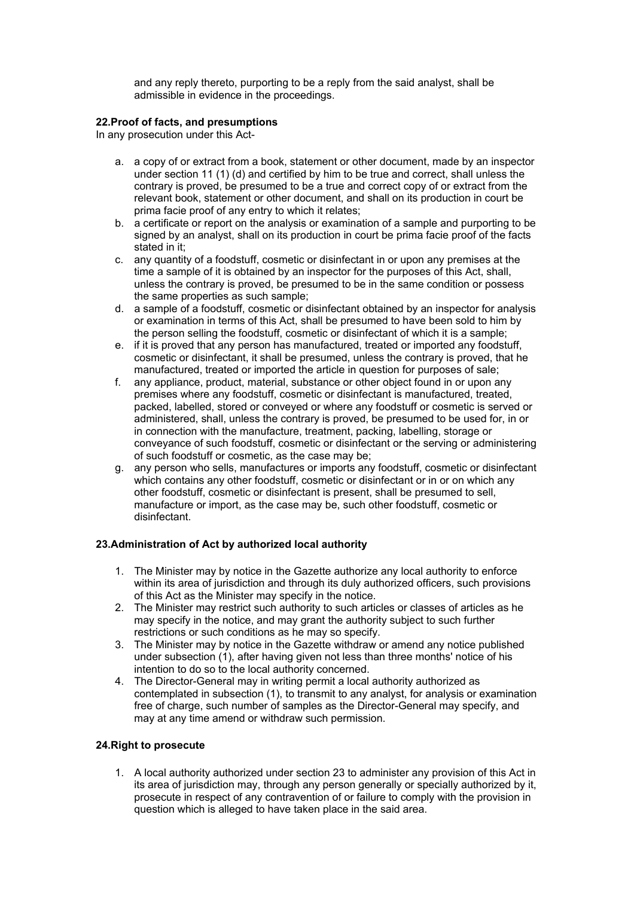and any reply thereto, purporting to be a reply from the said analyst, shall be admissible in evidence in the proceedings.

**22.Proof of facts, and presumptions**

In any prosecution under this Act-

a. a copy of or extract from a book, statement or other document, made by an inspector under section 11 (1) (d) and certified by him to be true and correct, shall unless the contrary is proved, be presumed to be a true and correct copy of or extract from the relevant book, statement or other document, and shall on its production in court be prima facie proof of any entry to which it relates;
b. a certificate or report on the analysis or examination of a sample and purporting to be signed by an analyst, shall on its production in court be prima facie proof of the facts stated in it;
c. any quantity of a foodstuff, cosmetic or disinfectant in or upon any premises at the time a sample of it is obtained by an inspector for the purposes of this Act, shall, unless the contrary is proved, be presumed to be in the same condition or possess the same properties as such sample;
d. a sample of a foodstuff, cosmetic or disinfectant obtained by an inspector for analysis or examination in terms of this Act, shall be presumed to have been sold to him by the person selling the foodstuff, cosmetic or disinfectant of which it is a sample;
e. if it is proved that any person has manufactured, treated or imported any foodstuff, cosmetic or disinfectant, it shall be presumed, unless the contrary is proved, that he manufactured, treated or imported the article in question for purposes of sale;
f. any appliance, product, material, substance or other object found in or upon any premises where any foodstuff, cosmetic or disinfectant is manufactured, treated, packed, labelled, stored or conveyed or where any foodstuff or cosmetic is served or administered, shall, unless the contrary is proved, be presumed to be used for, in or in connection with the manufacture, treatment, packing, labelling, storage or conveyance of such foodstuff, cosmetic or disinfectant or the serving or administering of such foodstuff or cosmetic, as the case may be;
g. any person who sells, manufactures or imports any foodstuff, cosmetic or disinfectant which contains any other foodstuff, cosmetic or disinfectant or in or on which any other foodstuff, cosmetic or disinfectant is present, shall be presumed to sell, manufacture or import, as the case may be, such other foodstuff, cosmetic or disinfectant.

**23.Administration of Act by authorized local authority**

1. The Minister may by notice in the Gazette authorize any local authority to enforce within its area of jurisdiction and through its duly authorized officers, such provisions of this Act as the Minister may specify in the notice.
2. The Minister may restrict such authority to such articles or classes of articles as he may specify in the notice, and may grant the authority subject to such further restrictions or such conditions as he may so specify.
3. The Minister may by notice in the Gazette withdraw or amend any notice published under subsection (1), after having given not less than three months' notice of his intention to do so to the local authority concerned.
4. The Director-General may in writing permit a local authority authorized as contemplated in subsection (1), to transmit to any analyst, for analysis or examination free of charge, such number of samples as the Director-General may specify, and may at any time amend or withdraw such permission.

**24.Right to prosecute**

1. A local authority authorized under section 23 to administer any provision of this Act in its area of jurisdiction may, through any person generally or specially authorized by it, prosecute in respect of any contravention of or failure to comply with the provision in question which is alleged to have taken place in the said area.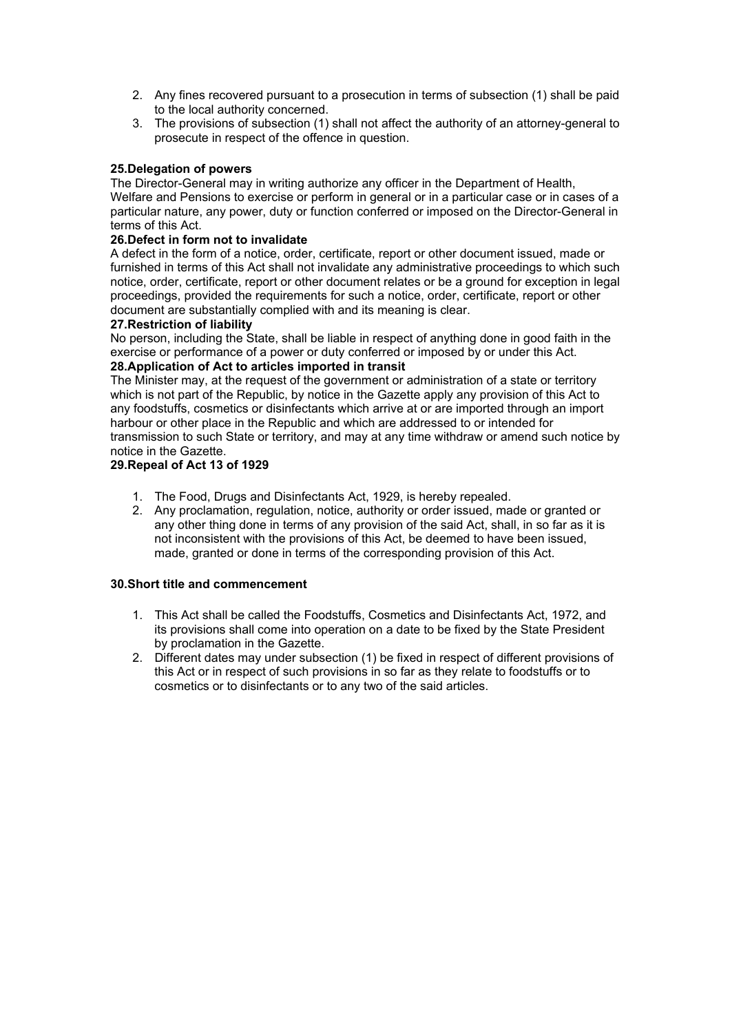2. Any fines recovered pursuant to a prosecution in terms of subsection (1) shall be paid to the local authority concerned.
3. The provisions of subsection (1) shall not affect the authority of an attorney-general to prosecute in respect of the offence in question.

**25.Delegation of powers**

The Director-General may in writing authorize any officer in the Department of Health, Welfare and Pensions to exercise or perform in general or in a particular case or in cases of a particular nature, any power, duty or function conferred or imposed on the Director-General in terms of this Act.

**26.Defect in form not to invalidate**

A defect in the form of a notice, order, certificate, report or other document issued, made or furnished in terms of this Act shall not invalidate any administrative proceedings to which such notice, order, certificate, report or other document relates or be a ground for exception in legal proceedings, provided the requirements for such a notice, order, certificate, report or other document are substantially complied with and its meaning is clear.

**27.Restriction of liability**

No person, including the State, shall be liable in respect of anything done in good faith in the exercise or performance of a power or duty conferred or imposed by or under this Act.

**28.Application of Act to articles imported in transit**

The Minister may, at the request of the government or administration of a state or territory which is not part of the Republic, by notice in the Gazette apply any provision of this Act to any foodstuffs, cosmetics or disinfectants which arrive at or are imported through an import harbour or other place in the Republic and which are addressed to or intended for transmission to such State or territory, and may at any time withdraw or amend such notice by notice in the Gazette.

**29.Repeal of Act 13 of 1929**

1. The Food, Drugs and Disinfectants Act, 1929, is hereby repealed.
2. Any proclamation, regulation, notice, authority or order issued, made or granted or any other thing done in terms of any provision of the said Act, shall, in so far as it is not inconsistent with the provisions of this Act, be deemed to have been issued, made, granted or done in terms of the corresponding provision of this Act.

**30.Short title and commencement**

1. This Act shall be called the Foodstuffs, Cosmetics and Disinfectants Act, 1972, and its provisions shall come into operation on a date to be fixed by the State President by proclamation in the Gazette.
2. Different dates may under subsection (1) be fixed in respect of different provisions of this Act or in respect of such provisions in so far as they relate to foodstuffs or to cosmetics or to disinfectants or to any two of the said articles.